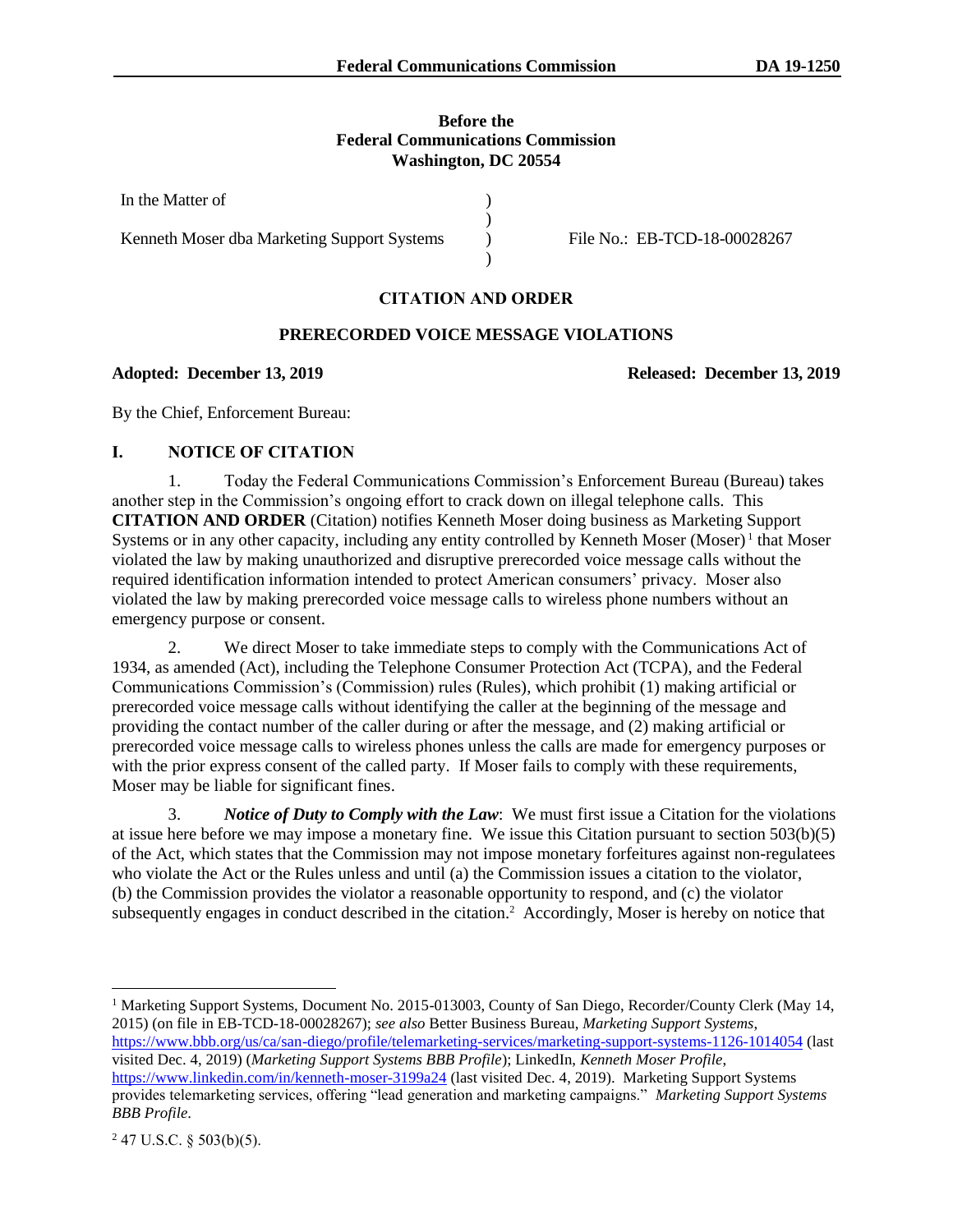**Before the**
**Federal Communications Commission**
**Washington, DC 20554**

| | | |
|---|---|---|
| In the Matter of | ) | |
| | ) | |
| Kenneth Moser dba Marketing Support Systems | ) | File No.: EB-TCD-18-00028267 |
| | ) | |

## CITATION AND ORDER

## PRERECORDED VOICE MESSAGE VIOLATIONS

**Adopted: December 13, 2019** **Released: December 13, 2019**

By the Chief, Enforcement Bureau:

## I. NOTICE OF CITATION

1. Today the Federal Communications Commission's Enforcement Bureau (Bureau) takes another step in the Commission's ongoing effort to crack down on illegal telephone calls. This **CITATION AND ORDER** (Citation) notifies Kenneth Moser doing business as Marketing Support Systems or in any other capacity, including any entity controlled by Kenneth Moser (Moser)[1] that Moser violated the law by making unauthorized and disruptive prerecorded voice message calls without the required identification information intended to protect American consumers' privacy. Moser also violated the law by making prerecorded voice message calls to wireless phone numbers without an emergency purpose or consent.

2. We direct Moser to take immediate steps to comply with the Communications Act of 1934, as amended (Act), including the Telephone Consumer Protection Act (TCPA), and the Federal Communications Commission's (Commission) rules (Rules), which prohibit (1) making artificial or prerecorded voice message calls without identifying the caller at the beginning of the message and providing the contact number of the caller during or after the message, and (2) making artificial or prerecorded voice message calls to wireless phones unless the calls are made for emergency purposes or with the prior express consent of the called party. If Moser fails to comply with these requirements, Moser may be liable for significant fines.

3. ***Notice of Duty to Comply with the Law***: We must first issue a Citation for the violations at issue here before we may impose a monetary fine. We issue this Citation pursuant to section 503(b)(5) of the Act, which states that the Commission may not impose monetary forfeitures against non-regulatees who violate the Act or the Rules unless and until (a) the Commission issues a citation to the violator, (b) the Commission provides the violator a reasonable opportunity to respond, and (c) the violator subsequently engages in conduct described in the citation.[2] Accordingly, Moser is hereby on notice that

---

[1] Marketing Support Systems, Document No. 2015-013003, County of San Diego, Recorder/County Clerk (May 14, 2015) (on file in EB-TCD-18-00028267); *see also* Better Business Bureau, *Marketing Support Systems*, https://www.bbb.org/us/ca/san-diego/profile/telemarketing-services/marketing-support-systems-1126-1014054 (last visited Dec. 4, 2019) (*Marketing Support Systems BBB Profile*); LinkedIn, *Kenneth Moser Profile*, https://www.linkedin.com/in/kenneth-moser-3199a24 (last visited Dec. 4, 2019). Marketing Support Systems provides telemarketing services, offering "lead generation and marketing campaigns." *Marketing Support Systems BBB Profile*.

[2] 47 U.S.C. § 503(b)(5).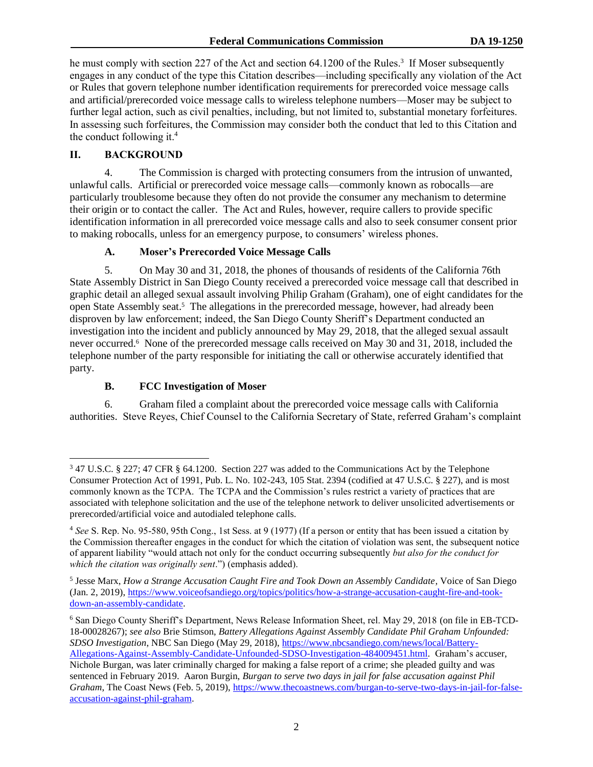he must comply with section 227 of the Act and section 64.1200 of the Rules.[3] If Moser subsequently engages in any conduct of the type this Citation describes—including specifically any violation of the Act or Rules that govern telephone number identification requirements for prerecorded voice message calls and artificial/prerecorded voice message calls to wireless telephone numbers—Moser may be subject to further legal action, such as civil penalties, including, but not limited to, substantial monetary forfeitures. In assessing such forfeitures, the Commission may consider both the conduct that led to this Citation and the conduct following it.[4]

## II. BACKGROUND

4. The Commission is charged with protecting consumers from the intrusion of unwanted, unlawful calls. Artificial or prerecorded voice message calls—commonly known as robocalls—are particularly troublesome because they often do not provide the consumer any mechanism to determine their origin or to contact the caller. The Act and Rules, however, require callers to provide specific identification information in all prerecorded voice message calls and also to seek consumer consent prior to making robocalls, unless for an emergency purpose, to consumers' wireless phones.

### A. Moser's Prerecorded Voice Message Calls

5. On May 30 and 31, 2018, the phones of thousands of residents of the California 76th State Assembly District in San Diego County received a prerecorded voice message call that described in graphic detail an alleged sexual assault involving Philip Graham (Graham), one of eight candidates for the open State Assembly seat.[5] The allegations in the prerecorded message, however, had already been disproven by law enforcement; indeed, the San Diego County Sheriff's Department conducted an investigation into the incident and publicly announced by May 29, 2018, that the alleged sexual assault never occurred.[6] None of the prerecorded message calls received on May 30 and 31, 2018, included the telephone number of the party responsible for initiating the call or otherwise accurately identified that party.

### B. FCC Investigation of Moser

6. Graham filed a complaint about the prerecorded voice message calls with California authorities. Steve Reyes, Chief Counsel to the California Secretary of State, referred Graham's complaint

---

[3] 47 U.S.C. § 227; 47 CFR § 64.1200. Section 227 was added to the Communications Act by the Telephone Consumer Protection Act of 1991, Pub. L. No. 102-243, 105 Stat. 2394 (codified at 47 U.S.C. § 227), and is most commonly known as the TCPA. The TCPA and the Commission's rules restrict a variety of practices that are associated with telephone solicitation and the use of the telephone network to deliver unsolicited advertisements or prerecorded/artificial voice and autodialed telephone calls.

[4] *See* S. Rep. No. 95-580, 95th Cong., 1st Sess. at 9 (1977) (If a person or entity that has been issued a citation by the Commission thereafter engages in the conduct for which the citation of violation was sent, the subsequent notice of apparent liability "would attach not only for the conduct occurring subsequently *but also for the conduct for which the citation was originally sent*.") (emphasis added).

[5] Jesse Marx, *How a Strange Accusation Caught Fire and Took Down an Assembly Candidate*, Voice of San Diego (Jan. 2, 2019), https://www.voiceofsandiego.org/topics/politics/how-a-strange-accusation-caught-fire-and-took-down-an-assembly-candidate.

[6] San Diego County Sheriff's Department, News Release Information Sheet, rel. May 29, 2018 (on file in EB-TCD-18-00028267); *see also* Brie Stimson, *Battery Allegations Against Assembly Candidate Phil Graham Unfounded: SDSO Investigation*, NBC San Diego (May 29, 2018), https://www.nbcsandiego.com/news/local/Battery-Allegations-Against-Assembly-Candidate-Unfounded-SDSO-Investigation-484009451.html. Graham's accuser, Nichole Burgan, was later criminally charged for making a false report of a crime; she pleaded guilty and was sentenced in February 2019. Aaron Burgin, *Burgan to serve two days in jail for false accusation against Phil Graham*, The Coast News (Feb. 5, 2019), https://www.thecoastnews.com/burgan-to-serve-two-days-in-jail-for-false-accusation-against-phil-graham.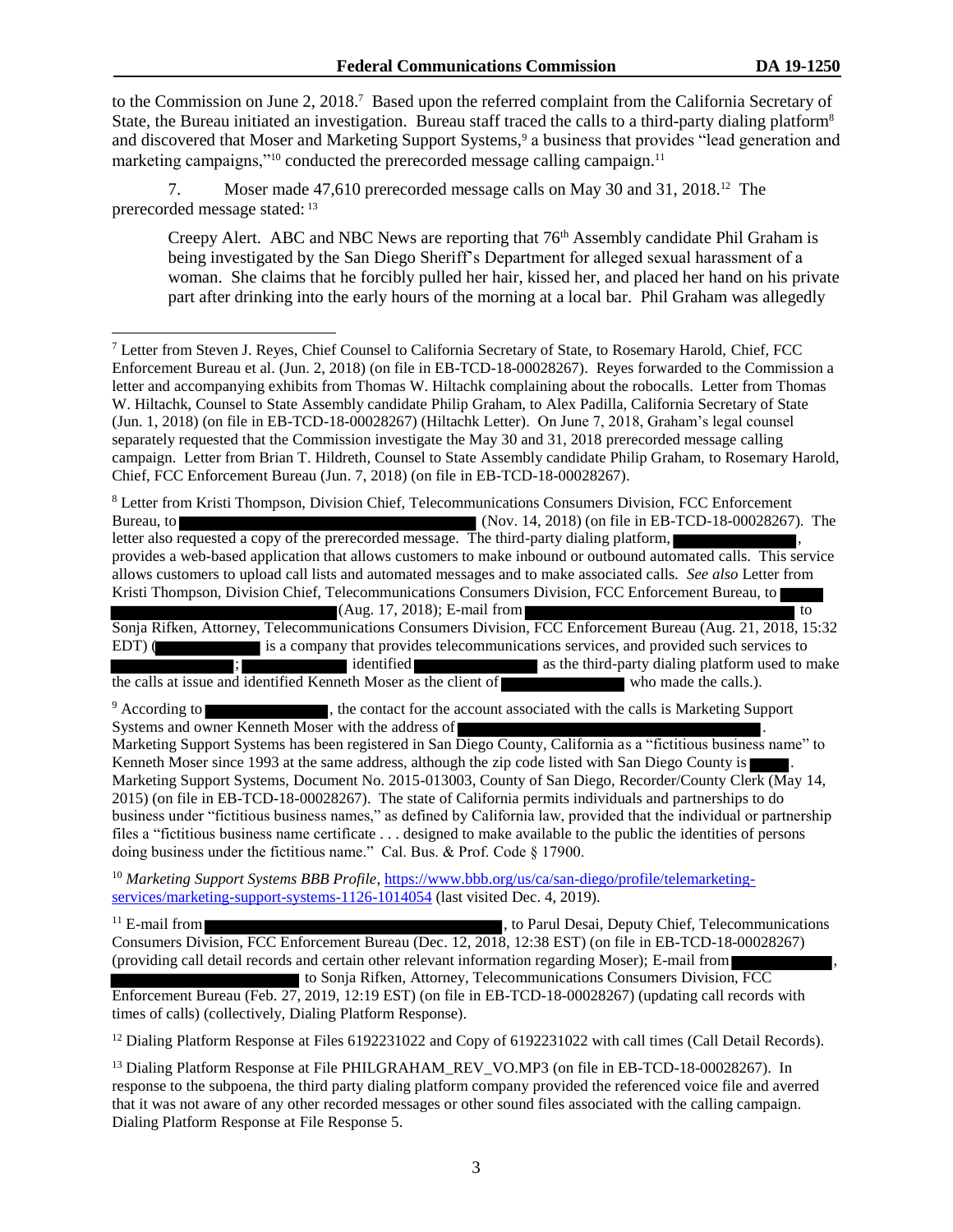to the Commission on June 2, 2018.[7] Based upon the referred complaint from the California Secretary of State, the Bureau initiated an investigation. Bureau staff traced the calls to a third-party dialing platform[8] and discovered that Moser and Marketing Support Systems,[9] a business that provides "lead generation and marketing campaigns,"[10] conducted the prerecorded message calling campaign.[11]

7. Moser made 47,610 prerecorded message calls on May 30 and 31, 2018.[12] The prerecorded message stated: [13]

> Creepy Alert. ABC and NBC News are reporting that 76th Assembly candidate Phil Graham is being investigated by the San Diego Sheriff's Department for alleged sexual harassment of a woman. She claims that he forcibly pulled her hair, kissed her, and placed her hand on his private part after drinking into the early hours of the morning at a local bar. Phil Graham was allegedly

---

[7] Letter from Steven J. Reyes, Chief Counsel to California Secretary of State, to Rosemary Harold, Chief, FCC Enforcement Bureau et al. (Jun. 2, 2018) (on file in EB-TCD-18-00028267). Reyes forwarded to the Commission a letter and accompanying exhibits from Thomas W. Hiltachk complaining about the robocalls. Letter from Thomas W. Hiltachk, Counsel to State Assembly candidate Philip Graham, to Alex Padilla, California Secretary of State (Jun. 1, 2018) (on file in EB-TCD-18-00028267) (Hiltachk Letter). On June 7, 2018, Graham's legal counsel separately requested that the Commission investigate the May 30 and 31, 2018 prerecorded message calling campaign. Letter from Brian T. Hildreth, Counsel to State Assembly candidate Philip Graham, to Rosemary Harold, Chief, FCC Enforcement Bureau (Jun. 7, 2018) (on file in EB-TCD-18-00028267).

[8] Letter from Kristi Thompson, Division Chief, Telecommunications Consumers Division, FCC Enforcement Bureau, to [REDACTED] (Nov. 14, 2018) (on file in EB-TCD-18-00028267). The letter also requested a copy of the prerecorded message. The third-party dialing platform, [REDACTED], provides a web-based application that allows customers to make inbound or outbound automated calls. This service allows customers to upload call lists and automated messages and to make associated calls. *See also* Letter from Kristi Thompson, Division Chief, Telecommunications Consumers Division, FCC Enforcement Bureau, to [REDACTED] (Aug. 17, 2018); E-mail from [REDACTED] to Sonja Rifken, Attorney, Telecommunications Consumers Division, FCC Enforcement Bureau (Aug. 21, 2018, 15:32 EDT) ([REDACTED] is a company that provides telecommunications services, and provided such services to [REDACTED]; [REDACTED] identified [REDACTED] as the third-party dialing platform used to make the calls at issue and identified Kenneth Moser as the client of [REDACTED] who made the calls.).

[9] According to [REDACTED], the contact for the account associated with the calls is Marketing Support Systems and owner Kenneth Moser with the address of [REDACTED]. Marketing Support Systems has been registered in San Diego County, California as a "fictitious business name" to Kenneth Moser since 1993 at the same address, although the zip code listed with San Diego County is [REDACTED]. Marketing Support Systems, Document No. 2015-013003, County of San Diego, Recorder/County Clerk (May 14, 2015) (on file in EB-TCD-18-00028267). The state of California permits individuals and partnerships to do business under "fictitious business names," as defined by California law, provided that the individual or partnership files a "fictitious business name certificate . . . designed to make available to the public the identities of persons doing business under the fictitious name." Cal. Bus. & Prof. Code § 17900.

[10] *Marketing Support Systems BBB Profile*, https://www.bbb.org/us/ca/san-diego/profile/telemarketing-services/marketing-support-systems-1126-1014054 (last visited Dec. 4, 2019).

[11] E-mail from [REDACTED], to Parul Desai, Deputy Chief, Telecommunications Consumers Division, FCC Enforcement Bureau (Dec. 12, 2018, 12:38 EST) (on file in EB-TCD-18-00028267) (providing call detail records and certain other relevant information regarding Moser); E-mail from [REDACTED], [REDACTED] to Sonja Rifken, Attorney, Telecommunications Consumers Division, FCC Enforcement Bureau (Feb. 27, 2019, 12:19 EST) (on file in EB-TCD-18-00028267) (updating call records with times of calls) (collectively, Dialing Platform Response).

[12] Dialing Platform Response at Files 6192231022 and Copy of 6192231022 with call times (Call Detail Records).

[13] Dialing Platform Response at File PHILGRAHAM_REV_VO.MP3 (on file in EB-TCD-18-00028267). In response to the subpoena, the third party dialing platform company provided the referenced voice file and averred that it was not aware of any other recorded messages or other sound files associated with the calling campaign. Dialing Platform Response at File Response 5.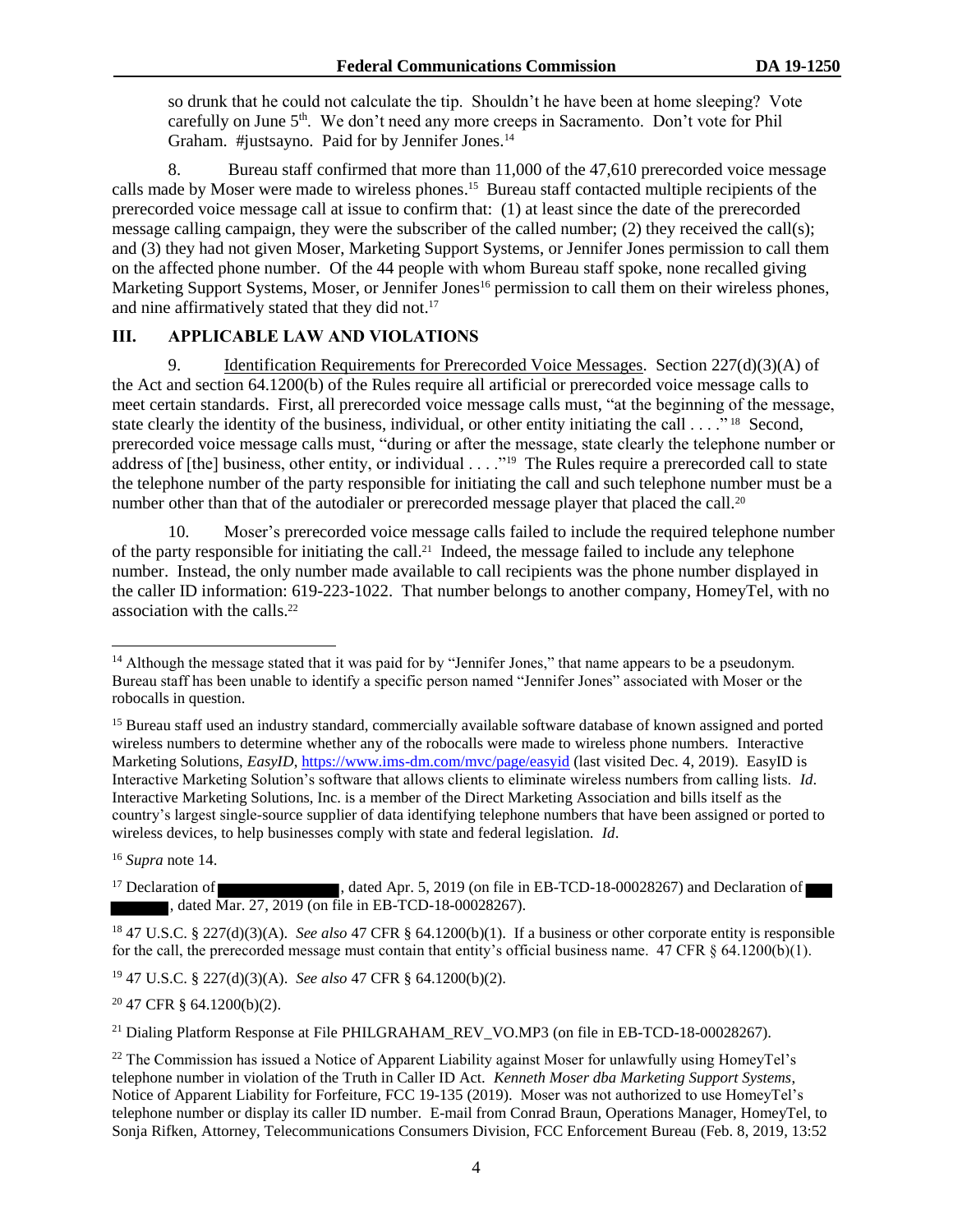so drunk that he could not calculate the tip. Shouldn't he have been at home sleeping? Vote carefully on June 5th. We don't need any more creeps in Sacramento. Don't vote for Phil Graham. #justsayno. Paid for by Jennifer Jones.[14]

8. Bureau staff confirmed that more than 11,000 of the 47,610 prerecorded voice message calls made by Moser were made to wireless phones.[15] Bureau staff contacted multiple recipients of the prerecorded voice message call at issue to confirm that: (1) at least since the date of the prerecorded message calling campaign, they were the subscriber of the called number; (2) they received the call(s); and (3) they had not given Moser, Marketing Support Systems, or Jennifer Jones permission to call them on the affected phone number. Of the 44 people with whom Bureau staff spoke, none recalled giving Marketing Support Systems, Moser, or Jennifer Jones[16] permission to call them on their wireless phones, and nine affirmatively stated that they did not.[17]

## III. APPLICABLE LAW AND VIOLATIONS

9. Identification Requirements for Prerecorded Voice Messages. Section 227(d)(3)(A) of the Act and section 64.1200(b) of the Rules require all artificial or prerecorded voice message calls to meet certain standards. First, all prerecorded voice message calls must, "at the beginning of the message, state clearly the identity of the business, individual, or other entity initiating the call . . . ."[18] Second, prerecorded voice message calls must, "during or after the message, state clearly the telephone number or address of [the] business, other entity, or individual . . . ."[19] The Rules require a prerecorded call to state the telephone number of the party responsible for initiating the call and such telephone number must be a number other than that of the autodialer or prerecorded message player that placed the call.[20]

10. Moser's prerecorded voice message calls failed to include the required telephone number of the party responsible for initiating the call.[21] Indeed, the message failed to include any telephone number. Instead, the only number made available to call recipients was the phone number displayed in the caller ID information: 619-223-1022. That number belongs to another company, HomeyTel, with no association with the calls.[22]

---

[14] Although the message stated that it was paid for by "Jennifer Jones," that name appears to be a pseudonym. Bureau staff has been unable to identify a specific person named "Jennifer Jones" associated with Moser or the robocalls in question.

[15] Bureau staff used an industry standard, commercially available software database of known assigned and ported wireless numbers to determine whether any of the robocalls were made to wireless phone numbers. Interactive Marketing Solutions, *EasyID*, https://www.ims-dm.com/mvc/page/easyid (last visited Dec. 4, 2019). EasyID is Interactive Marketing Solution's software that allows clients to eliminate wireless numbers from calling lists. *Id*. Interactive Marketing Solutions, Inc. is a member of the Direct Marketing Association and bills itself as the country's largest single-source supplier of data identifying telephone numbers that have been assigned or ported to wireless devices, to help businesses comply with state and federal legislation. *Id*.

[16] *Supra* note 14.

[17] Declaration of [REDACTED], dated Apr. 5, 2019 (on file in EB-TCD-18-00028267) and Declaration of [REDACTED], dated Mar. 27, 2019 (on file in EB-TCD-18-00028267).

[18] 47 U.S.C. § 227(d)(3)(A). *See also* 47 CFR § 64.1200(b)(1). If a business or other corporate entity is responsible for the call, the prerecorded message must contain that entity's official business name. 47 CFR § 64.1200(b)(1).

[19] 47 U.S.C. § 227(d)(3)(A). *See also* 47 CFR § 64.1200(b)(2).

[20] 47 CFR § 64.1200(b)(2).

[21] Dialing Platform Response at File PHILGRAHAM_REV_VO.MP3 (on file in EB-TCD-18-00028267).

[22] The Commission has issued a Notice of Apparent Liability against Moser for unlawfully using HomeyTel's telephone number in violation of the Truth in Caller ID Act. *Kenneth Moser dba Marketing Support Systems*, Notice of Apparent Liability for Forfeiture, FCC 19-135 (2019). Moser was not authorized to use HomeyTel's telephone number or display its caller ID number. E-mail from Conrad Braun, Operations Manager, HomeyTel, to Sonja Rifken, Attorney, Telecommunications Consumers Division, FCC Enforcement Bureau (Feb. 8, 2019, 13:52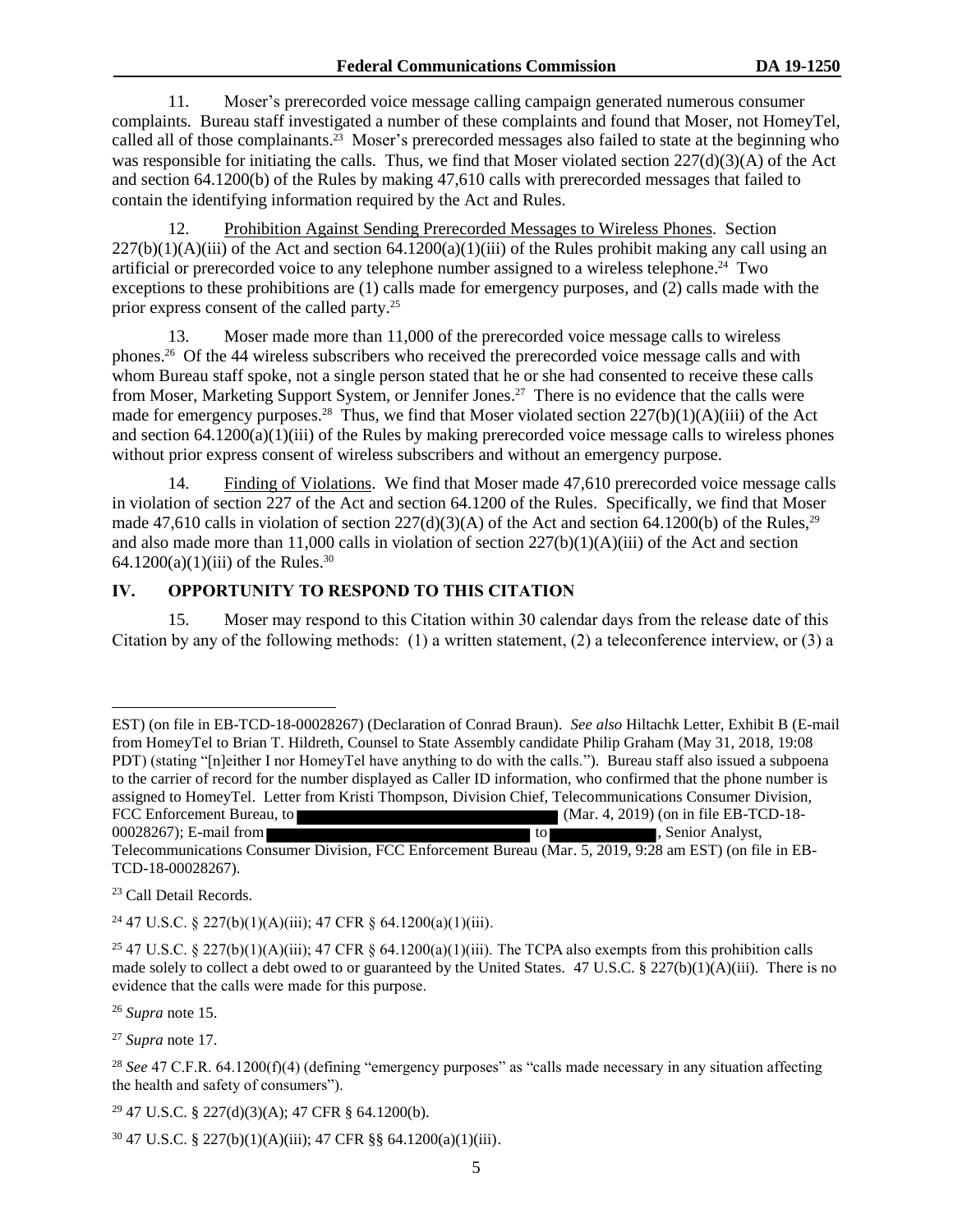11. Moser's prerecorded voice message calling campaign generated numerous consumer complaints. Bureau staff investigated a number of these complaints and found that Moser, not HomeyTel, called all of those complainants.[23] Moser's prerecorded messages also failed to state at the beginning who was responsible for initiating the calls. Thus, we find that Moser violated section 227(d)(3)(A) of the Act and section 64.1200(b) of the Rules by making 47,610 calls with prerecorded messages that failed to contain the identifying information required by the Act and Rules.

12. Prohibition Against Sending Prerecorded Messages to Wireless Phones. Section 227(b)(1)(A)(iii) of the Act and section 64.1200(a)(1)(iii) of the Rules prohibit making any call using an artificial or prerecorded voice to any telephone number assigned to a wireless telephone.[24] Two exceptions to these prohibitions are (1) calls made for emergency purposes, and (2) calls made with the prior express consent of the called party.[25]

13. Moser made more than 11,000 of the prerecorded voice message calls to wireless phones.[26] Of the 44 wireless subscribers who received the prerecorded voice message calls and with whom Bureau staff spoke, not a single person stated that he or she had consented to receive these calls from Moser, Marketing Support System, or Jennifer Jones.[27] There is no evidence that the calls were made for emergency purposes.[28] Thus, we find that Moser violated section 227(b)(1)(A)(iii) of the Act and section 64.1200(a)(1)(iii) of the Rules by making prerecorded voice message calls to wireless phones without prior express consent of wireless subscribers and without an emergency purpose.

14. Finding of Violations. We find that Moser made 47,610 prerecorded voice message calls in violation of section 227 of the Act and section 64.1200 of the Rules. Specifically, we find that Moser made 47,610 calls in violation of section 227(d)(3)(A) of the Act and section 64.1200(b) of the Rules,[29] and also made more than 11,000 calls in violation of section 227(b)(1)(A)(iii) of the Act and section 64.1200(a)(1)(iii) of the Rules.[30]

## IV. OPPORTUNITY TO RESPOND TO THIS CITATION

15. Moser may respond to this Citation within 30 calendar days from the release date of this Citation by any of the following methods: (1) a written statement, (2) a teleconference interview, or (3) a

---

EST) (on file in EB-TCD-18-00028267) (Declaration of Conrad Braun). *See also* Hiltachk Letter, Exhibit B (E-mail from HomeyTel to Brian T. Hildreth, Counsel to State Assembly candidate Philip Graham (May 31, 2018, 19:08 PDT) (stating "[n]either I nor HomeyTel have anything to do with the calls."). Bureau staff also issued a subpoena to the carrier of record for the number displayed as Caller ID information, who confirmed that the phone number is assigned to HomeyTel. Letter from Kristi Thompson, Division Chief, Telecommunications Consumer Division, FCC Enforcement Bureau, to [REDACTED] (Mar. 4, 2019) (on in file EB-TCD-18-00028267); E-mail from [REDACTED] to [REDACTED], Senior Analyst, Telecommunications Consumer Division, FCC Enforcement Bureau (Mar. 5, 2019, 9:28 am EST) (on file in EB-TCD-18-00028267).

[23] Call Detail Records.

[24] 47 U.S.C. § 227(b)(1)(A)(iii); 47 CFR § 64.1200(a)(1)(iii).

[25] 47 U.S.C. § 227(b)(1)(A)(iii); 47 CFR § 64.1200(a)(1)(iii). The TCPA also exempts from this prohibition calls made solely to collect a debt owed to or guaranteed by the United States. 47 U.S.C. § 227(b)(1)(A)(iii). There is no evidence that the calls were made for this purpose.

[26] *Supra* note 15.

[27] *Supra* note 17.

[28] *See* 47 C.F.R. 64.1200(f)(4) (defining "emergency purposes" as "calls made necessary in any situation affecting the health and safety of consumers").

[29] 47 U.S.C. § 227(d)(3)(A); 47 CFR § 64.1200(b).

[30] 47 U.S.C. § 227(b)(1)(A)(iii); 47 CFR §§ 64.1200(a)(1)(iii).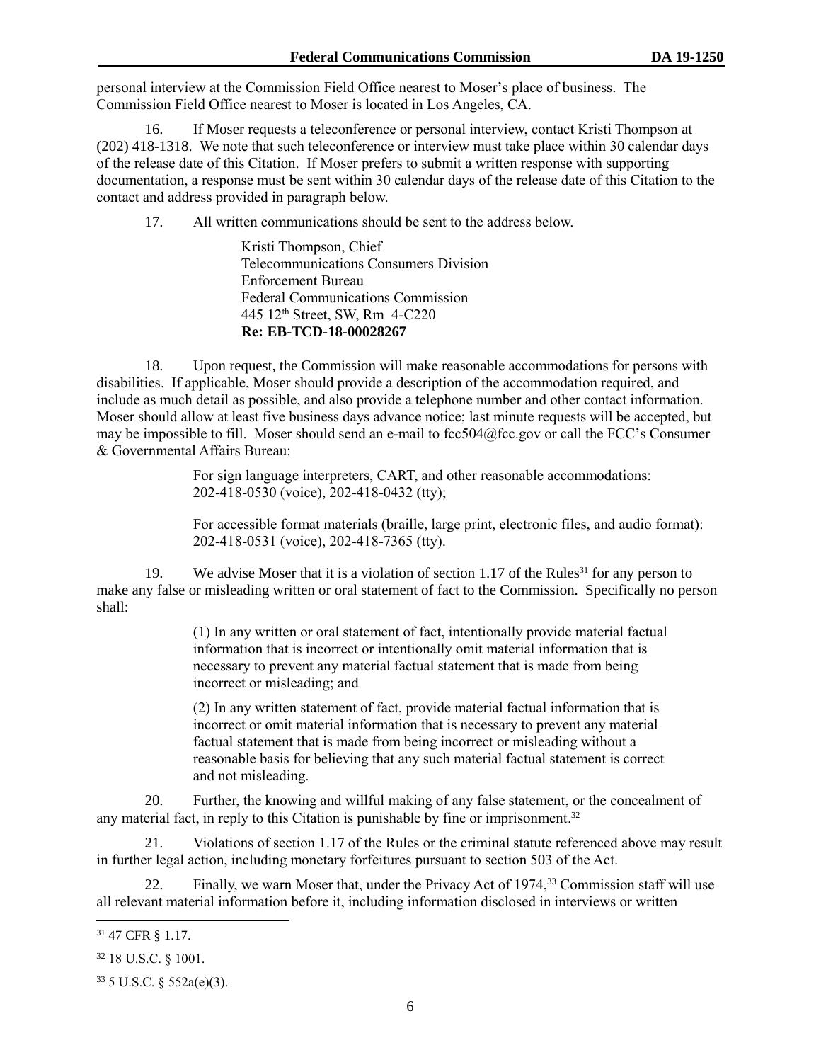personal interview at the Commission Field Office nearest to Moser's place of business. The Commission Field Office nearest to Moser is located in Los Angeles, CA.

16. If Moser requests a teleconference or personal interview, contact Kristi Thompson at (202) 418-1318. We note that such teleconference or interview must take place within 30 calendar days of the release date of this Citation. If Moser prefers to submit a written response with supporting documentation, a response must be sent within 30 calendar days of the release date of this Citation to the contact and address provided in paragraph below.

17. All written communications should be sent to the address below.

> Kristi Thompson, Chief
> Telecommunications Consumers Division
> Enforcement Bureau
> Federal Communications Commission
> 445 12th Street, SW, Rm 4-C220
> **Re: EB-TCD-18-00028267**

18. Upon request, the Commission will make reasonable accommodations for persons with disabilities. If applicable, Moser should provide a description of the accommodation required, and include as much detail as possible, and also provide a telephone number and other contact information. Moser should allow at least five business days advance notice; last minute requests will be accepted, but may be impossible to fill. Moser should send an e-mail to fcc504@fcc.gov or call the FCC's Consumer & Governmental Affairs Bureau:

> For sign language interpreters, CART, and other reasonable accommodations: 202-418-0530 (voice), 202-418-0432 (tty);
>
> For accessible format materials (braille, large print, electronic files, and audio format): 202-418-0531 (voice), 202-418-7365 (tty).

19. We advise Moser that it is a violation of section 1.17 of the Rules[31] for any person to make any false or misleading written or oral statement of fact to the Commission. Specifically no person shall:

> (1) In any written or oral statement of fact, intentionally provide material factual information that is incorrect or intentionally omit material information that is necessary to prevent any material factual statement that is made from being incorrect or misleading; and
>
> (2) In any written statement of fact, provide material factual information that is incorrect or omit material information that is necessary to prevent any material factual statement that is made from being incorrect or misleading without a reasonable basis for believing that any such material factual statement is correct and not misleading.

20. Further, the knowing and willful making of any false statement, or the concealment of any material fact, in reply to this Citation is punishable by fine or imprisonment.[32]

21. Violations of section 1.17 of the Rules or the criminal statute referenced above may result in further legal action, including monetary forfeitures pursuant to section 503 of the Act.

22. Finally, we warn Moser that, under the Privacy Act of 1974,[33] Commission staff will use all relevant material information before it, including information disclosed in interviews or written

---

[31] 47 CFR § 1.17.

[32] 18 U.S.C. § 1001.

[33] 5 U.S.C. § 552a(e)(3).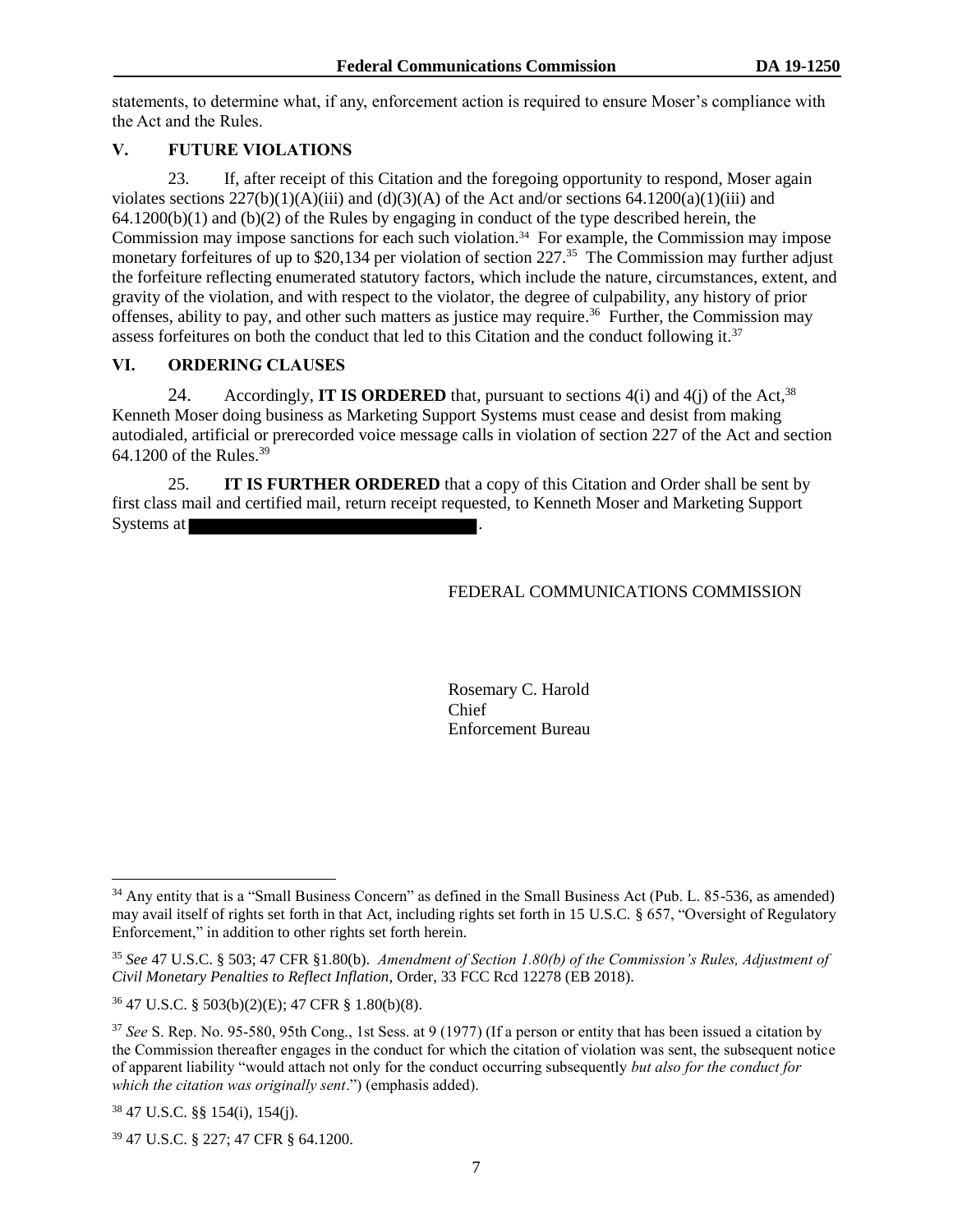statements, to determine what, if any, enforcement action is required to ensure Moser's compliance with the Act and the Rules.

## V. FUTURE VIOLATIONS

23. If, after receipt of this Citation and the foregoing opportunity to respond, Moser again violates sections 227(b)(1)(A)(iii) and (d)(3)(A) of the Act and/or sections 64.1200(a)(1)(iii) and 64.1200(b)(1) and (b)(2) of the Rules by engaging in conduct of the type described herein, the Commission may impose sanctions for each such violation.[34] For example, the Commission may impose monetary forfeitures of up to $20,134 per violation of section 227.[35] The Commission may further adjust the forfeiture reflecting enumerated statutory factors, which include the nature, circumstances, extent, and gravity of the violation, and with respect to the violator, the degree of culpability, any history of prior offenses, ability to pay, and other such matters as justice may require.[36] Further, the Commission may assess forfeitures on both the conduct that led to this Citation and the conduct following it.[37]

## VI. ORDERING CLAUSES

24. Accordingly, **IT IS ORDERED** that, pursuant to sections 4(i) and 4(j) of the Act,[38] Kenneth Moser doing business as Marketing Support Systems must cease and desist from making autodialed, artificial or prerecorded voice message calls in violation of section 227 of the Act and section 64.1200 of the Rules.[39]

25. **IT IS FURTHER ORDERED** that a copy of this Citation and Order shall be sent by first class mail and certified mail, return receipt requested, to Kenneth Moser and Marketing Support Systems at [REDACTED].

FEDERAL COMMUNICATIONS COMMISSION

Rosemary C. Harold
Chief
Enforcement Bureau

---

[34] Any entity that is a "Small Business Concern" as defined in the Small Business Act (Pub. L. 85-536, as amended) may avail itself of rights set forth in that Act, including rights set forth in 15 U.S.C. § 657, "Oversight of Regulatory Enforcement," in addition to other rights set forth herein.

[35] *See* 47 U.S.C. § 503; 47 CFR §1.80(b). *Amendment of Section 1.80(b) of the Commission's Rules, Adjustment of Civil Monetary Penalties to Reflect Inflation*, Order, 33 FCC Rcd 12278 (EB 2018).

[36] 47 U.S.C. § 503(b)(2)(E); 47 CFR § 1.80(b)(8).

[37] *See* S. Rep. No. 95-580, 95th Cong., 1st Sess. at 9 (1977) (If a person or entity that has been issued a citation by the Commission thereafter engages in the conduct for which the citation of violation was sent, the subsequent notice of apparent liability "would attach not only for the conduct occurring subsequently *but also for the conduct for which the citation was originally sent*.") (emphasis added).

[38] 47 U.S.C. §§ 154(i), 154(j).

[39] 47 U.S.C. § 227; 47 CFR § 64.1200.